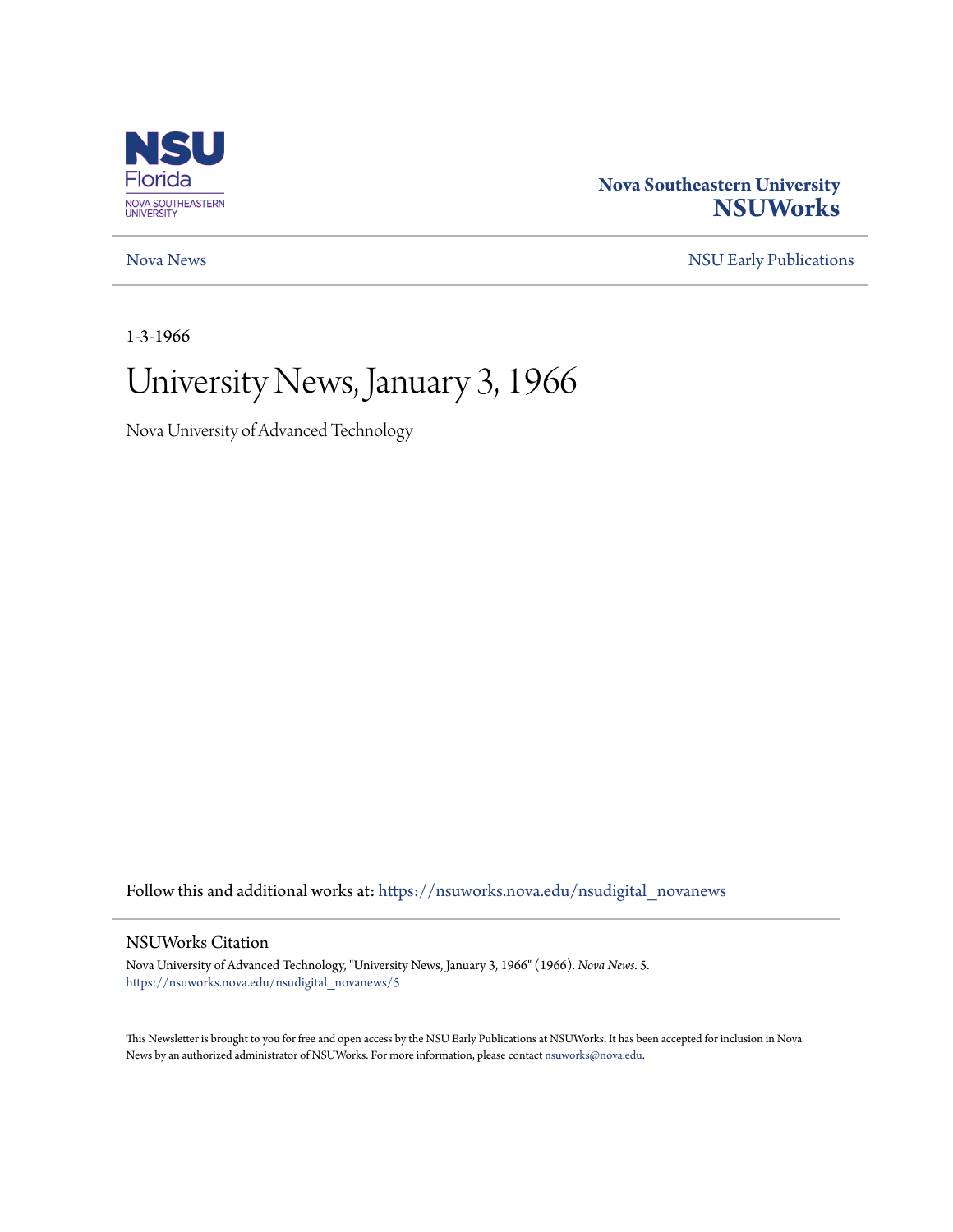Nova Southeastern University
**NSUWorks**

Nova News | NSU Early Publications

1-3-1966

# University News, January 3, 1966

Nova University of Advanced Technology

Follow this and additional works at: https://nsuworks.nova.edu/nsudigital_novanews

## NSUWorks Citation

Nova University of Advanced Technology, "University News, January 3, 1966" (1966). *Nova News*. 5.
https://nsuworks.nova.edu/nsudigital_novanews/5

This Newsletter is brought to you for free and open access by the NSU Early Publications at NSUWorks. It has been accepted for inclusion in Nova News by an authorized administrator of NSUWorks. For more information, please contact nsuworks@nova.edu.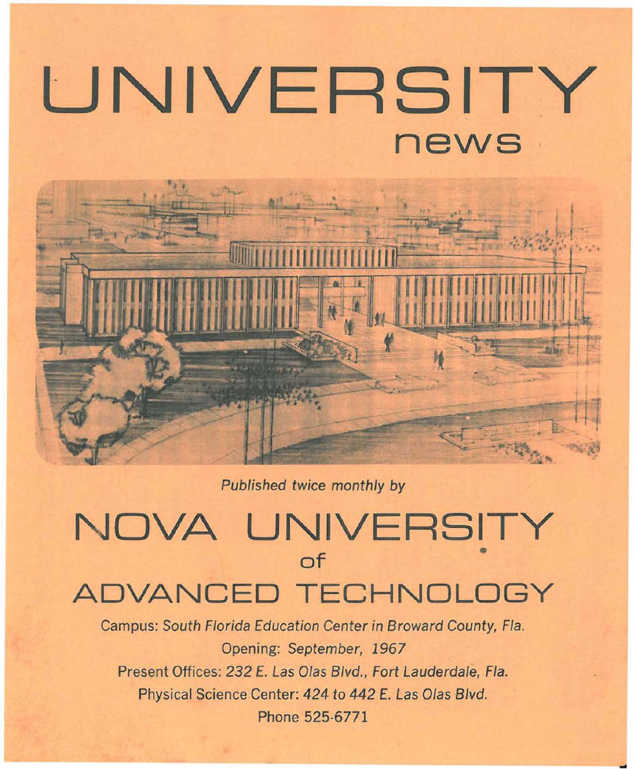# UNIVERSITY

## news

*Published twice monthly by*

# NOVA UNIVERSITY

### of

# ADVANCED TECHNOLOGY

Campus: *South Florida Education Center in Broward County, Fla.*

Opening: *September, 1967*

Present Offices: *232 E. Las Olas Blvd., Fort Lauderdale, Fla.*

Physical Science Center: *424 to 442 E. Las Olas Blvd.*

Phone 525-6771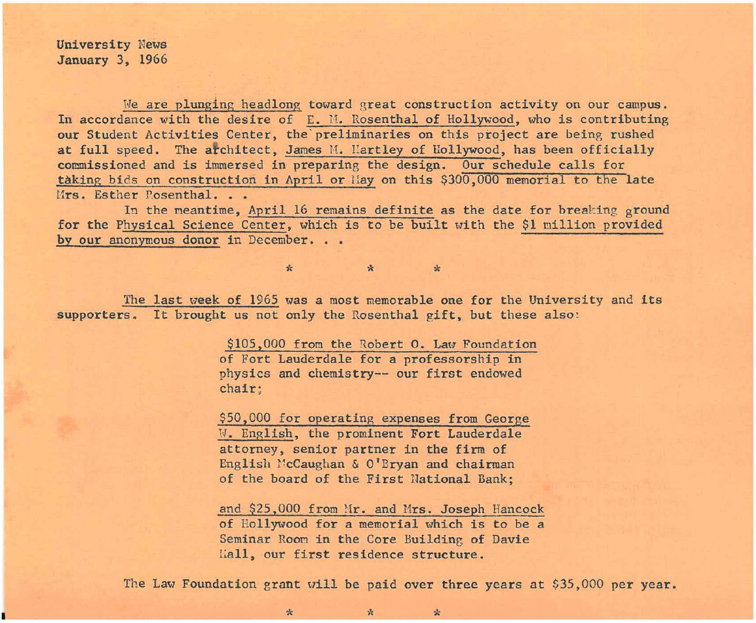University News
January 3, 1966

We are plunging headlong toward great construction activity on our campus. In accordance with the desire of E. M. Rosenthal of Hollywood, who is contributing our Student Activities Center, the preliminaries on this project are being rushed at full speed. The architect, James M. Hartley of Hollywood, has been officially commissioned and is immersed in preparing the design. Our schedule calls for taking bids on construction in April or May on this $300,000 memorial to the late Mrs. Esther Rosenthal. . .

In the meantime, April 16 remains definite as the date for breaking ground for the Physical Science Center, which is to be built with the $1 million provided by our anonymous donor in December. . .

\*　　　\*　　　\*

The last week of 1965 was a most memorable one for the University and its supporters. It brought us not only the Rosenthal gift, but these also:

> $105,000 from the Robert O. Law Foundation of Fort Lauderdale for a professorship in physics and chemistry-- our first endowed chair;
>
> $50,000 for operating expenses from George W. English, the prominent Fort Lauderdale attorney, senior partner in the firm of English McCaughan & O'Bryan and chairman of the board of the First National Bank;
>
> and $25,000 from Mr. and Mrs. Joseph Hancock of Hollywood for a memorial which is to be a Seminar Room in the Core Building of Davie Hall, our first residence structure.

The Law Foundation grant will be paid over three years at $35,000 per year.

\*　　　\*　　　\*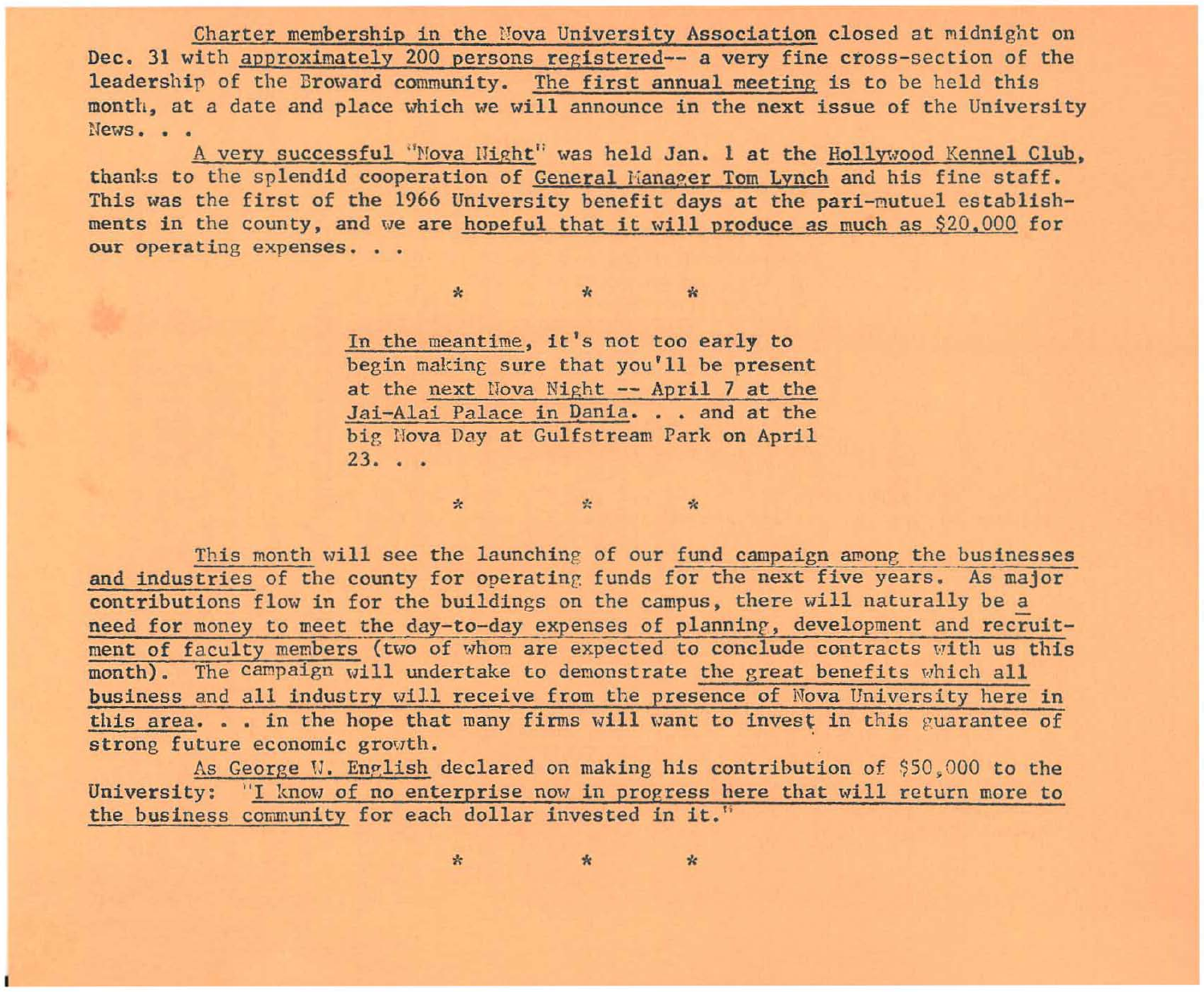Charter membership in the Nova University Association closed at midnight on Dec. 31 with approximately 200 persons registered-- a very fine cross-section of the leadership of the Broward community. The first annual meeting is to be held this month, at a date and place which we will announce in the next issue of the University News. . .

A very successful "Nova Night" was held Jan. 1 at the Hollywood Kennel Club, thanks to the splendid cooperation of General Manager Tom Lynch and his fine staff. This was the first of the 1966 University benefit days at the pari-mutuel establishments in the county, and we are hopeful that it will produce as much as $20,000 for our operating expenses. . .

\* \* \*

In the meantime, it's not too early to begin making sure that you'll be present at the next Nova Night -- April 7 at the Jai-Alai Palace in Dania. . . and at the big Nova Day at Gulfstream Park on April 23. . .

\* \* \*

This month will see the launching of our fund campaign among the businesses and industries of the county for operating funds for the next five years. As major contributions flow in for the buildings on the campus, there will naturally be a need for money to meet the day-to-day expenses of planning, development and recruitment of faculty members (two of whom are expected to conclude contracts with us this month). The campaign will undertake to demonstrate the great benefits which all business and all industry will receive from the presence of Nova University here in this area. . . in the hope that many firms will want to invest in this guarantee of strong future economic growth.

As George W. English declared on making his contribution of $50,000 to the University: "I know of no enterprise now in progress here that will return more to the business community for each dollar invested in it."

\* \* \*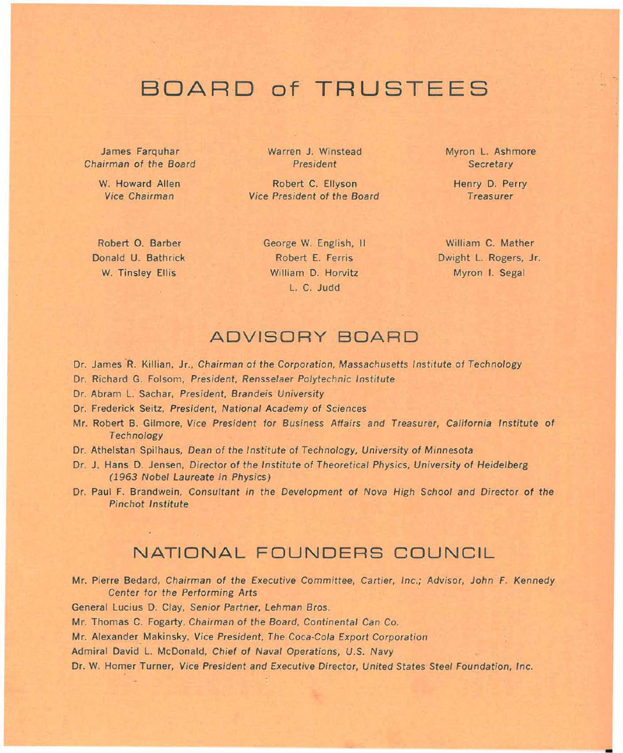# BOARD of TRUSTEES

James Farquhar
*Chairman of the Board*

W. Howard Allen
*Vice Chairman*

Warren J. Winstead
*President*

Robert C. Ellyson
*Vice President of the Board*

Myron L. Ashmore
*Secretary*

Henry D. Perry
*Treasurer*

Robert O. Barber
Donald U. Bathrick
W. Tinsley Ellis

George W. English, II
Robert E. Ferris
William D. Horvitz
L. C. Judd

William C. Mather
Dwight L. Rogers, Jr.
Myron I. Segal

## ADVISORY BOARD

Dr. James R. Killian, Jr., *Chairman of the Corporation, Massachusetts Institute of Technology*

Dr. Richard G. Folsom, *President, Rensselaer Polytechnic Institute*

Dr. Abram L. Sachar, *President, Brandeis University*

Dr. Frederick Seitz, *President, National Academy of Sciences*

Mr. Robert B. Gilmore, *Vice President for Business Affairs and Treasurer, California Institute of Technology*

Dr. Athelstan Spilhaus, *Dean of the Institute of Technology, University of Minnesota*

Dr. J. Hans D. Jensen, *Director of the Institute of Theoretical Physics, University of Heidelberg (1963 Nobel Laureate in Physics)*

Dr. Paul F. Brandwein, *Consultant in the Development of Nova High School and Director of the Pinchot Institute*

## NATIONAL FOUNDERS COUNCIL

Mr. Pierre Bedard, *Chairman of the Executive Committee, Cartier, Inc.; Advisor, John F. Kennedy Center for the Performing Arts*

General Lucius D. Clay, *Senior Partner, Lehman Bros.*

Mr. Thomas C. Fogarty, *Chairman of the Board, Continental Can Co.*

Mr. Alexander Makinsky, *Vice President, The Coca-Cola Export Corporation*

Admiral David L. McDonald, *Chief of Naval Operations, U.S. Navy*

Dr. W. Homer Turner, *Vice President and Executive Director, United States Steel Foundation, Inc.*